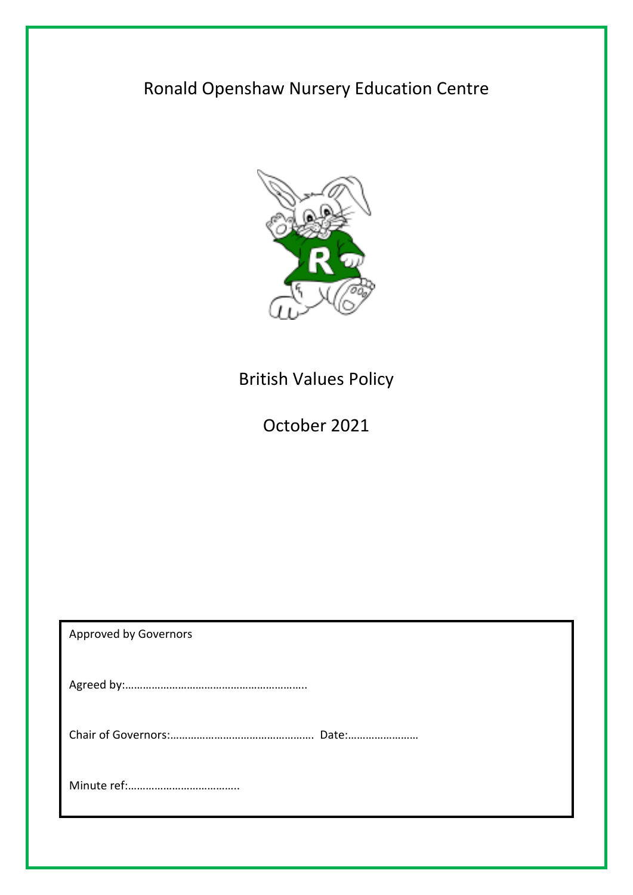# Ronald Openshaw Nursery Education Centre

## British Values Policy

## October 2021

Approved by Governors

Agreed by:…………………………………………………….

Chair of Governors:………………………………………. Date:……………………

Minute ref:……………………………….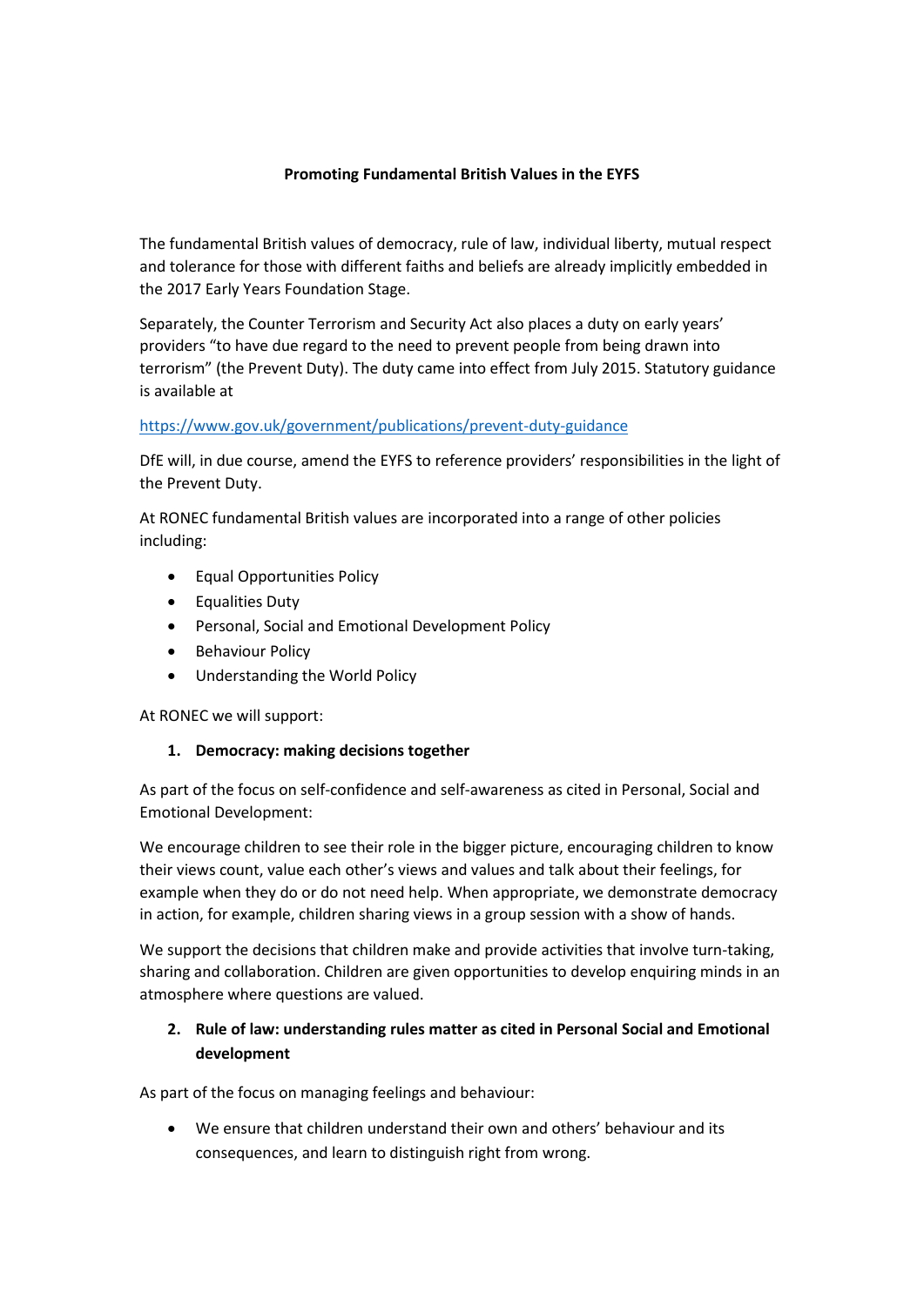**Promoting Fundamental British Values in the EYFS**

The fundamental British values of democracy, rule of law, individual liberty, mutual respect and tolerance for those with different faiths and beliefs are already implicitly embedded in the 2017 Early Years Foundation Stage.

Separately, the Counter Terrorism and Security Act also places a duty on early years' providers "to have due regard to the need to prevent people from being drawn into terrorism" (the Prevent Duty). The duty came into effect from July 2015. Statutory guidance is available at

https://www.gov.uk/government/publications/prevent-duty-guidance

DfE will, in due course, amend the EYFS to reference providers' responsibilities in the light of the Prevent Duty.

At RONEC fundamental British values are incorporated into a range of other policies including:

- Equal Opportunities Policy
- Equalities Duty
- Personal, Social and Emotional Development Policy
- Behaviour Policy
- Understanding the World Policy

At RONEC we will support:

1. **Democracy: making decisions together**

As part of the focus on self-confidence and self-awareness as cited in Personal, Social and Emotional Development:

We encourage children to see their role in the bigger picture, encouraging children to know their views count, value each other's views and values and talk about their feelings, for example when they do or do not need help. When appropriate, we demonstrate democracy in action, for example, children sharing views in a group session with a show of hands.

We support the decisions that children make and provide activities that involve turn-taking, sharing and collaboration. Children are given opportunities to develop enquiring minds in an atmosphere where questions are valued.

2. **Rule of law: understanding rules matter as cited in Personal Social and Emotional development**

As part of the focus on managing feelings and behaviour:

- We ensure that children understand their own and others' behaviour and its consequences, and learn to distinguish right from wrong.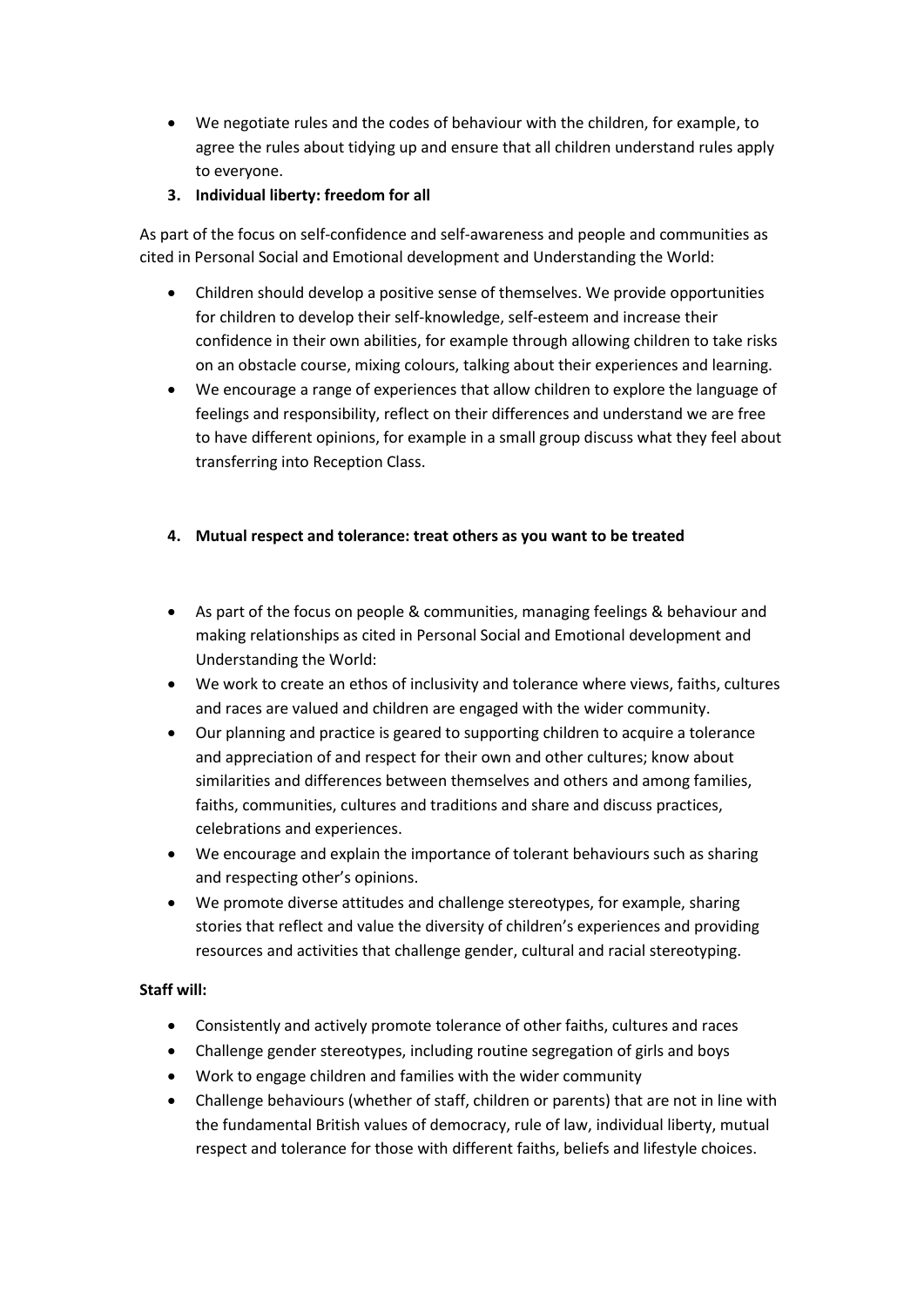- We negotiate rules and the codes of behaviour with the children, for example, to agree the rules about tidying up and ensure that all children understand rules apply to everyone.

**3. Individual liberty: freedom for all**

As part of the focus on self-confidence and self-awareness and people and communities as cited in Personal Social and Emotional development and Understanding the World:

- Children should develop a positive sense of themselves. We provide opportunities for children to develop their self-knowledge, self-esteem and increase their confidence in their own abilities, for example through allowing children to take risks on an obstacle course, mixing colours, talking about their experiences and learning.
- We encourage a range of experiences that allow children to explore the language of feelings and responsibility, reflect on their differences and understand we are free to have different opinions, for example in a small group discuss what they feel about transferring into Reception Class.

**4. Mutual respect and tolerance: treat others as you want to be treated**

- As part of the focus on people & communities, managing feelings & behaviour and making relationships as cited in Personal Social and Emotional development and Understanding the World:
- We work to create an ethos of inclusivity and tolerance where views, faiths, cultures and races are valued and children are engaged with the wider community.
- Our planning and practice is geared to supporting children to acquire a tolerance and appreciation of and respect for their own and other cultures; know about similarities and differences between themselves and others and among families, faiths, communities, cultures and traditions and share and discuss practices, celebrations and experiences.
- We encourage and explain the importance of tolerant behaviours such as sharing and respecting other's opinions.
- We promote diverse attitudes and challenge stereotypes, for example, sharing stories that reflect and value the diversity of children's experiences and providing resources and activities that challenge gender, cultural and racial stereotyping.

**Staff will:**

- Consistently and actively promote tolerance of other faiths, cultures and races
- Challenge gender stereotypes, including routine segregation of girls and boys
- Work to engage children and families with the wider community
- Challenge behaviours (whether of staff, children or parents) that are not in line with the fundamental British values of democracy, rule of law, individual liberty, mutual respect and tolerance for those with different faiths, beliefs and lifestyle choices.